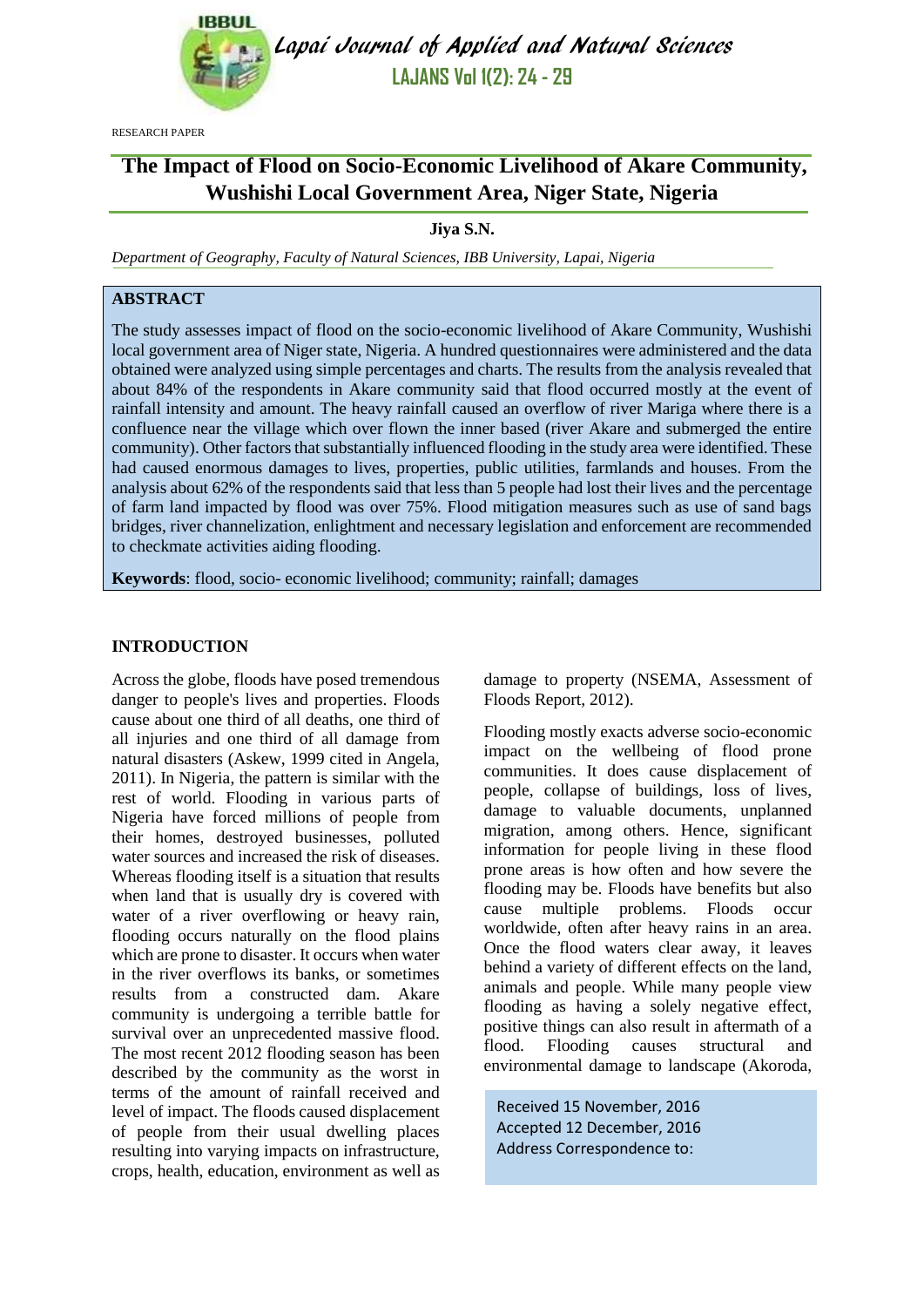RESEARCH PAPER

# The Impact of Flood on Socio-Economic Livelihood of Akare Community, Wushishi Local Government Area, Niger State, Nigeria

**Jiya S.N.**

*Department of Geography, Faculty of Natural Sciences, IBB University, Lapai, Nigeria*

## ABSTRACT

The study assesses impact of flood on the socio-economic livelihood of Akare Community, Wushishi local government area of Niger state, Nigeria. A hundred questionnaires were administered and the data obtained were analyzed using simple percentages and charts. The results from the analysis revealed that about 84% of the respondents in Akare community said that flood occurred mostly at the event of rainfall intensity and amount. The heavy rainfall caused an overflow of river Mariga where there is a confluence near the village which over flown the inner based (river Akare and submerged the entire community). Other factors that substantially influenced flooding in the study area were identified. These had caused enormous damages to lives, properties, public utilities, farmlands and houses. From the analysis about 62% of the respondents said that less than 5 people had lost their lives and the percentage of farm land impacted by flood was over 75%. Flood mitigation measures such as use of sand bags bridges, river channelization, enlightment and necessary legislation and enforcement are recommended to checkmate activities aiding flooding.

**Keywords**: flood, socio- economic livelihood; community; rainfall; damages

## INTRODUCTION

Across the globe, floods have posed tremendous danger to people's lives and properties. Floods cause about one third of all deaths, one third of all injuries and one third of all damage from natural disasters (Askew, 1999 cited in Angela, 2011). In Nigeria, the pattern is similar with the rest of world. Flooding in various parts of Nigeria have forced millions of people from their homes, destroyed businesses, polluted water sources and increased the risk of diseases. Whereas flooding itself is a situation that results when land that is usually dry is covered with water of a river overflowing or heavy rain, flooding occurs naturally on the flood plains which are prone to disaster. It occurs when water in the river overflows its banks, or sometimes results from a constructed dam. Akare community is undergoing a terrible battle for survival over an unprecedented massive flood. The most recent 2012 flooding season has been described by the community as the worst in terms of the amount of rainfall received and level of impact. The floods caused displacement of people from their usual dwelling places resulting into varying impacts on infrastructure, crops, health, education, environment as well as damage to property (NSEMA, Assessment of Floods Report, 2012).

Flooding mostly exacts adverse socio-economic impact on the wellbeing of flood prone communities. It does cause displacement of people, collapse of buildings, loss of lives, damage to valuable documents, unplanned migration, among others. Hence, significant information for people living in these flood prone areas is how often and how severe the flooding may be. Floods have benefits but also cause multiple problems. Floods occur worldwide, often after heavy rains in an area. Once the flood waters clear away, it leaves behind a variety of different effects on the land, animals and people. While many people view flooding as having a solely negative effect, positive things can also result in aftermath of a flood. Flooding causes structural and environmental damage to landscape (Akoroda,

Received 15 November, 2016
Accepted 12 December, 2016
Address Correspondence to: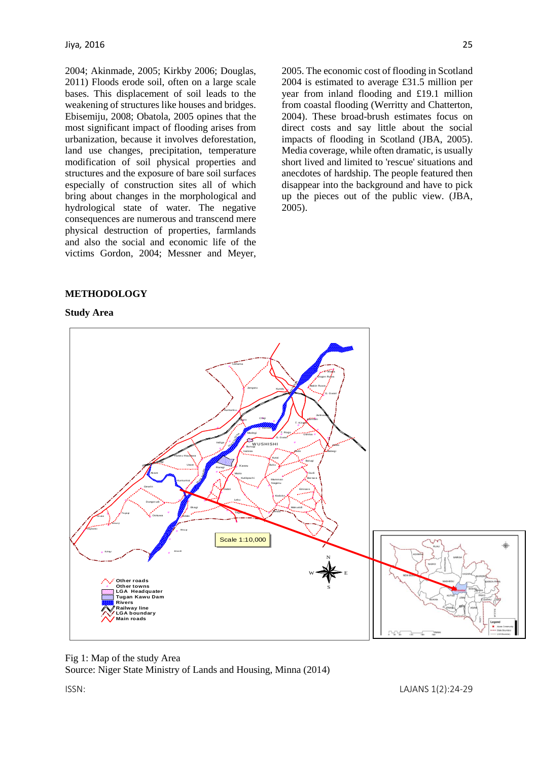2004; Akinmade, 2005; Kirkby 2006; Douglas, 2011) Floods erode soil, often on a large scale bases. This displacement of soil leads to the weakening of structures like houses and bridges. Ebisemiju, 2008; Obatola, 2005 opines that the most significant impact of flooding arises from urbanization, because it involves deforestation, land use changes, precipitation, temperature modification of soil physical properties and structures and the exposure of bare soil surfaces especially of construction sites all of which bring about changes in the morphological and hydrological state of water. The negative consequences are numerous and transcend mere physical destruction of properties, farmlands and also the social and economic life of the victims Gordon, 2004; Messner and Meyer, 2005. The economic cost of flooding in Scotland 2004 is estimated to average £31.5 million per year from inland flooding and £19.1 million from coastal flooding (Werritty and Chatterton, 2004). These broad-brush estimates focus on direct costs and say little about the social impacts of flooding in Scotland (JBA, 2005). Media coverage, while often dramatic, is usually short lived and limited to 'rescue' situations and anecdotes of hardship. The people featured then disappear into the background and have to pick up the pieces out of the public view. (JBA, 2005).

## METHODOLOGY

### Study Area

Fig 1: Map of the study Area
Source: Niger State Ministry of Lands and Housing, Minna (2014)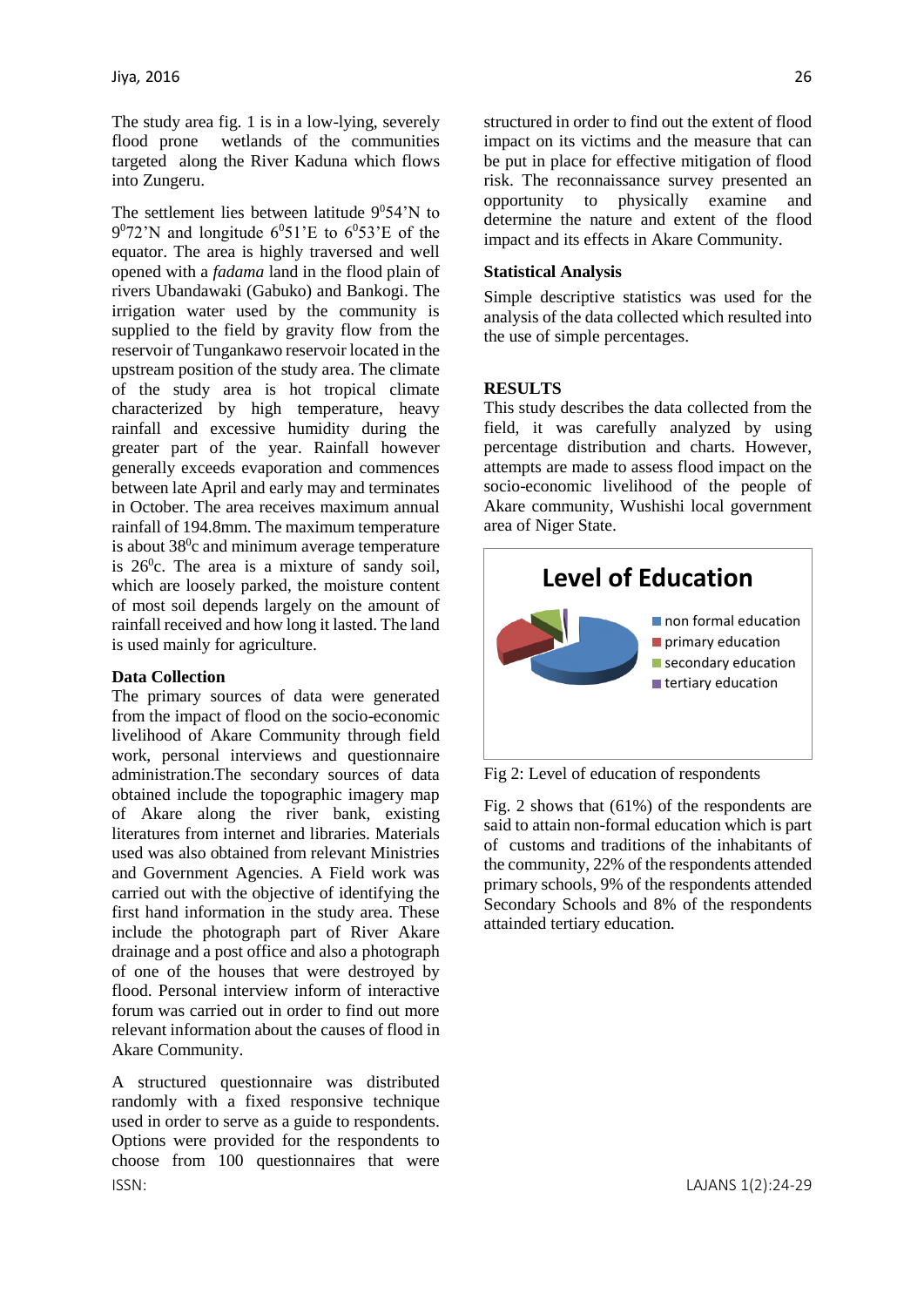The study area fig. 1 is in a low-lying, severely flood prone wetlands of the communities targeted along the River Kaduna which flows into Zungeru.

The settlement lies between latitude $9^0$54'N to $9^0$72'N and longitude $6^0$51'E to $6^0$53'E of the equator. The area is highly traversed and well opened with a *fadama* land in the flood plain of rivers Ubandawaki (Gabuko) and Bankogi. The irrigation water used by the community is supplied to the field by gravity flow from the reservoir of Tungankawo reservoir located in the upstream position of the study area. The climate of the study area is hot tropical climate characterized by high temperature, heavy rainfall and excessive humidity during the greater part of the year. Rainfall however generally exceeds evaporation and commences between late April and early may and terminates in October. The area receives maximum annual rainfall of 194.8mm. The maximum temperature is about $38^0$c and minimum average temperature is $26^0$c. The area is a mixture of sandy soil, which are loosely parked, the moisture content of most soil depends largely on the amount of rainfall received and how long it lasted. The land is used mainly for agriculture.

### Data Collection

The primary sources of data were generated from the impact of flood on the socio-economic livelihood of Akare Community through field work, personal interviews and questionnaire administration.The secondary sources of data obtained include the topographic imagery map of Akare along the river bank, existing literatures from internet and libraries. Materials used was also obtained from relevant Ministries and Government Agencies. A Field work was carried out with the objective of identifying the first hand information in the study area. These include the photograph part of River Akare drainage and a post office and also a photograph of one of the houses that were destroyed by flood. Personal interview inform of interactive forum was carried out in order to find out more relevant information about the causes of flood in Akare Community.

A structured questionnaire was distributed randomly with a fixed responsive technique used in order to serve as a guide to respondents. Options were provided for the respondents to choose from 100 questionnaires that were structured in order to find out the extent of flood impact on its victims and the measure that can be put in place for effective mitigation of flood risk. The reconnaissance survey presented an opportunity to physically examine and determine the nature and extent of the flood impact and its effects in Akare Community.

### Statistical Analysis

Simple descriptive statistics was used for the analysis of the data collected which resulted into the use of simple percentages.

## RESULTS

This study describes the data collected from the field, it was carefully analyzed by using percentage distribution and charts. However, attempts are made to assess flood impact on the socio-economic livelihood of the people of Akare community, Wushishi local government area of Niger State.

**Level of Education**

- non formal education
- primary education
- secondary education
- tertiary education

Fig 2: Level of education of respondents

Fig. 2 shows that (61%) of the respondents are said to attain non-formal education which is part of customs and traditions of the inhabitants of the community, 22% of the respondents attended primary schools, 9% of the respondents attended Secondary Schools and 8% of the respondents attainded tertiary education.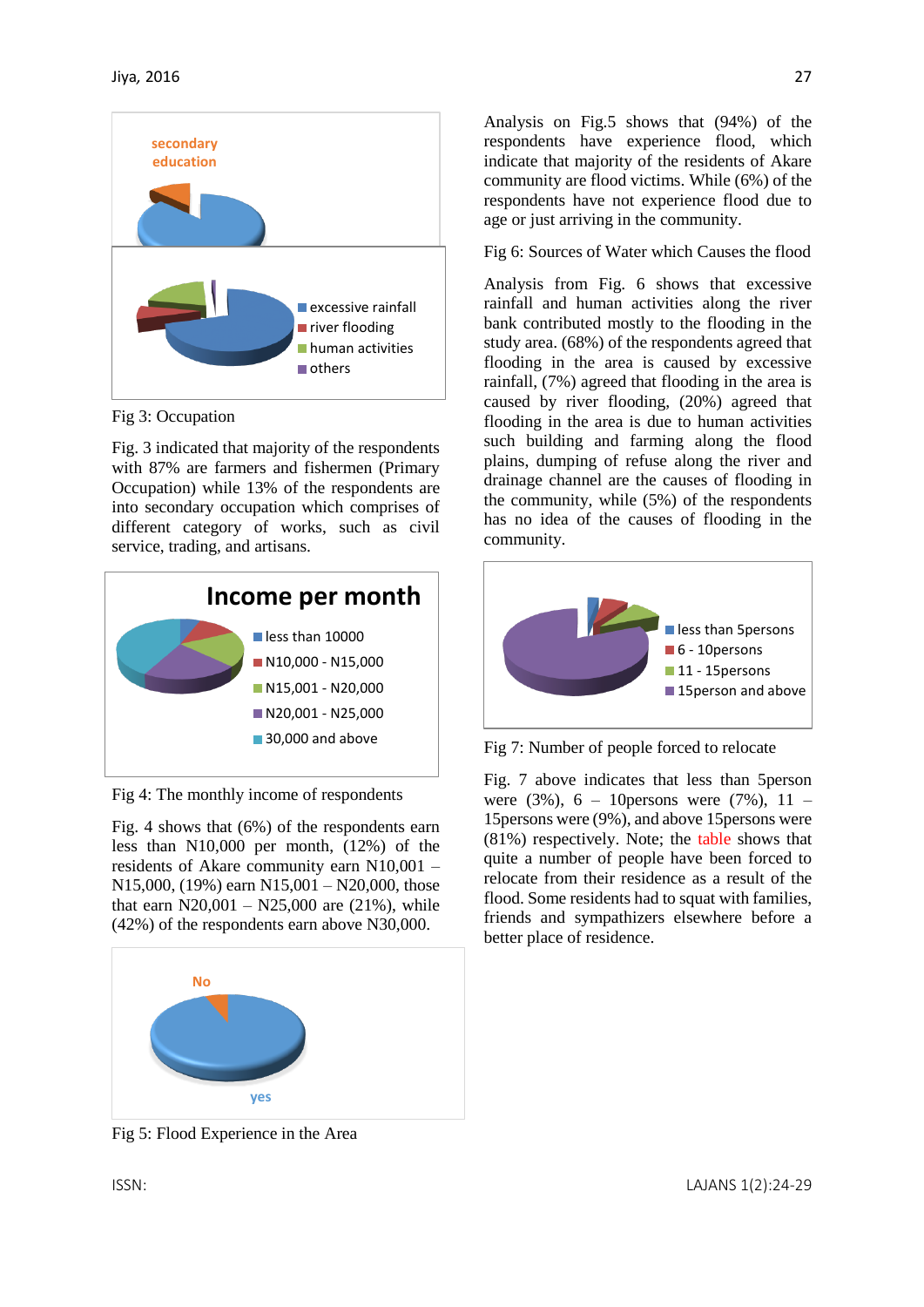Fig 3: Occupation

Fig. 3 indicated that majority of the respondents with 87% are farmers and fishermen (Primary Occupation) while 13% of the respondents are into secondary occupation which comprises of different category of works, such as civil service, trading, and artisans.

Fig 4: The monthly income of respondents

Fig. 4 shows that (6%) of the respondents earn less than N10,000 per month, (12%) of the residents of Akare community earn N10,001 – N15,000, (19%) earn N15,001 – N20,000, those that earn N20,001 – N25,000 are (21%), while (42%) of the respondents earn above N30,000.

Fig 5: Flood Experience in the Area

Analysis on Fig.5 shows that (94%) of the respondents have experience flood, which indicate that majority of the residents of Akare community are flood victims. While (6%) of the respondents have not experience flood due to age or just arriving in the community.

Fig 6: Sources of Water which Causes the flood

Analysis from Fig. 6 shows that excessive rainfall and human activities along the river bank contributed mostly to the flooding in the study area. (68%) of the respondents agreed that flooding in the area is caused by excessive rainfall, (7%) agreed that flooding in the area is caused by river flooding, (20%) agreed that flooding in the area is due to human activities such building and farming along the flood plains, dumping of refuse along the river and drainage channel are the causes of flooding in the community, while (5%) of the respondents has no idea of the causes of flooding in the community.

Fig 7: Number of people forced to relocate

Fig. 7 above indicates that less than 5person were (3%), 6 – 10persons were (7%), 11 – 15persons were (9%), and above 15persons were (81%) respectively. Note; the table shows that quite a number of people have been forced to relocate from their residence as a result of the flood. Some residents had to squat with families, friends and sympathizers elsewhere before a better place of residence.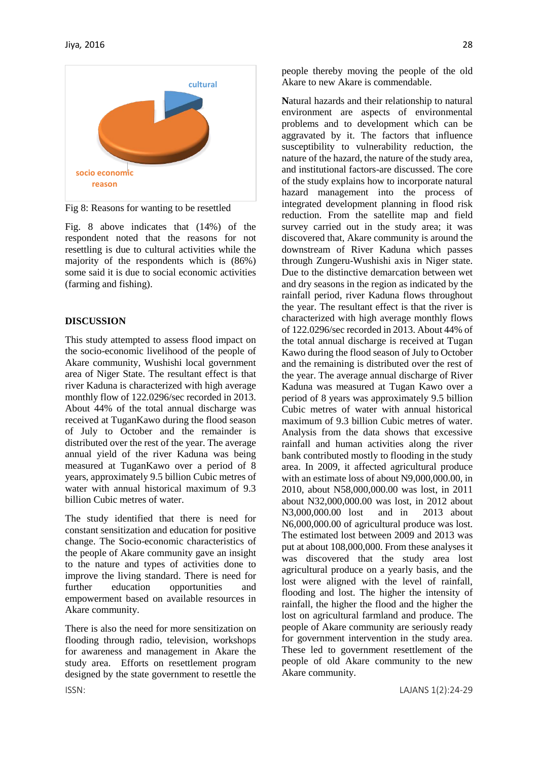Fig 8: Reasons for wanting to be resettled

Fig. 8 above indicates that (14%) of the respondent noted that the reasons for not resettling is due to cultural activities while the majority of the respondents which is (86%) some said it is due to social economic activities (farming and fishing).

## DISCUSSION

This study attempted to assess flood impact on the socio-economic livelihood of the people of Akare community, Wushishi local government area of Niger State. The resultant effect is that river Kaduna is characterized with high average monthly flow of 122.0296/sec recorded in 2013. About 44% of the total annual discharge was received at TuganKawo during the flood season of July to October and the remainder is distributed over the rest of the year. The average annual yield of the river Kaduna was being measured at TuganKawo over a period of 8 years, approximately 9.5 billion Cubic metres of water with annual historical maximum of 9.3 billion Cubic metres of water.

The study identified that there is need for constant sensitization and education for positive change. The Socio-economic characteristics of the people of Akare community gave an insight to the nature and types of activities done to improve the living standard. There is need for further education opportunities and empowerment based on available resources in Akare community.

There is also the need for more sensitization on flooding through radio, television, workshops for awareness and management in Akare the study area. Efforts on resettlement program designed by the state government to resettle the people thereby moving the people of the old Akare to new Akare is commendable.

Natural hazards and their relationship to natural environment are aspects of environmental problems and to development which can be aggravated by it. The factors that influence susceptibility to vulnerability reduction, the nature of the hazard, the nature of the study area, and institutional factors-are discussed. The core of the study explains how to incorporate natural hazard management into the process of integrated development planning in flood risk reduction. From the satellite map and field survey carried out in the study area; it was discovered that, Akare community is around the downstream of River Kaduna which passes through Zungeru-Wushishi axis in Niger state. Due to the distinctive demarcation between wet and dry seasons in the region as indicated by the rainfall period, river Kaduna flows throughout the year. The resultant effect is that the river is characterized with high average monthly flows of 122.0296/sec recorded in 2013. About 44% of the total annual discharge is received at Tugan Kawo during the flood season of July to October and the remaining is distributed over the rest of the year. The average annual discharge of River Kaduna was measured at Tugan Kawo over a period of 8 years was approximately 9.5 billion Cubic metres of water with annual historical maximum of 9.3 billion Cubic metres of water. Analysis from the data shows that excessive rainfall and human activities along the river bank contributed mostly to flooding in the study area. In 2009, it affected agricultural produce with an estimate loss of about N9,000,000.00, in 2010, about N58,000,000.00 was lost, in 2011 about N32,000,000.00 was lost, in 2012 about N3,000,000.00 lost and in 2013 about N6,000,000.00 of agricultural produce was lost. The estimated lost between 2009 and 2013 was put at about 108,000,000. From these analyses it was discovered that the study area lost agricultural produce on a yearly basis, and the lost were aligned with the level of rainfall, flooding and lost. The higher the intensity of rainfall, the higher the flood and the higher the lost on agricultural farmland and produce. The people of Akare community are seriously ready for government intervention in the study area. These led to government resettlement of the people of old Akare community to the new Akare community.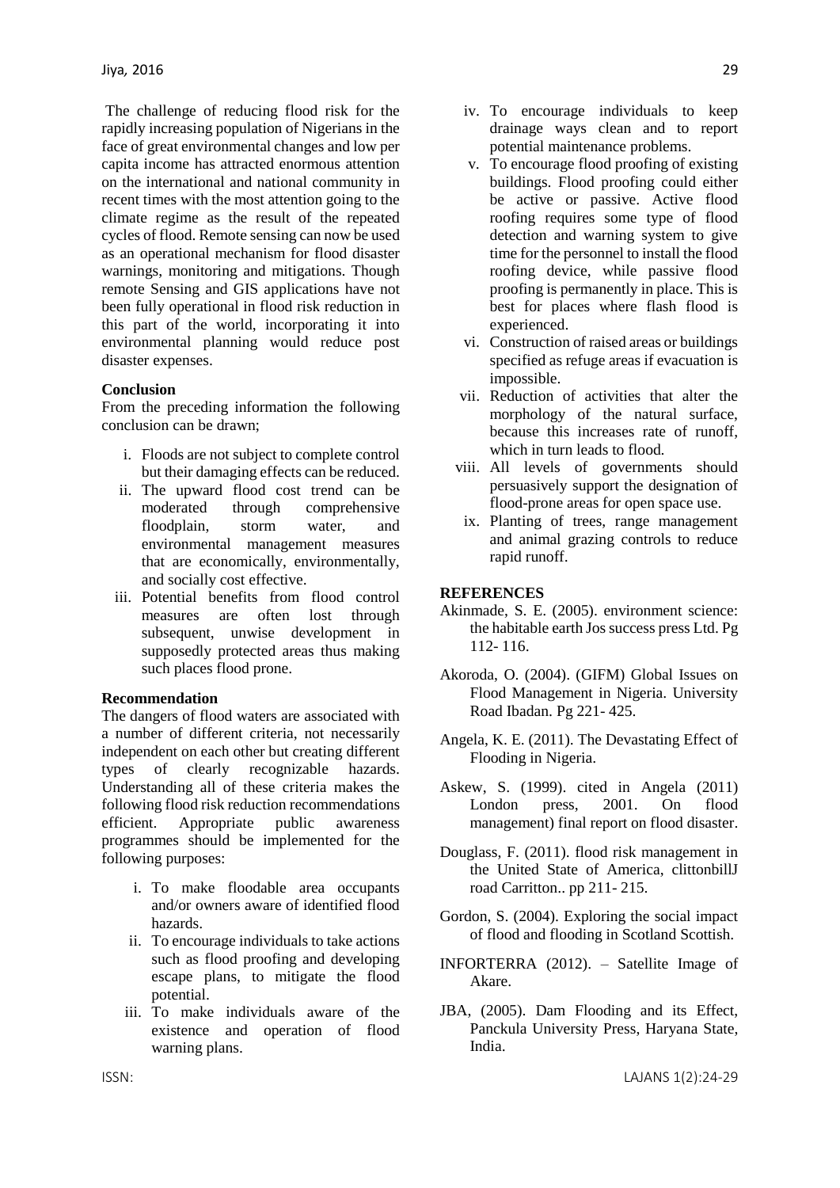The challenge of reducing flood risk for the rapidly increasing population of Nigerians in the face of great environmental changes and low per capita income has attracted enormous attention on the international and national community in recent times with the most attention going to the climate regime as the result of the repeated cycles of flood. Remote sensing can now be used as an operational mechanism for flood disaster warnings, monitoring and mitigations. Though remote Sensing and GIS applications have not been fully operational in flood risk reduction in this part of the world, incorporating it into environmental planning would reduce post disaster expenses.

**Conclusion**

From the preceding information the following conclusion can be drawn;

i. Floods are not subject to complete control but their damaging effects can be reduced.
ii. The upward flood cost trend can be moderated through comprehensive floodplain, storm water, and environmental management measures that are economically, environmentally, and socially cost effective.
iii. Potential benefits from flood control measures are often lost through subsequent, unwise development in supposedly protected areas thus making such places flood prone.

**Recommendation**

The dangers of flood waters are associated with a number of different criteria, not necessarily independent on each other but creating different types of clearly recognizable hazards. Understanding all of these criteria makes the following flood risk reduction recommendations efficient. Appropriate public awareness programmes should be implemented for the following purposes:

i. To make floodable area occupants and/or owners aware of identified flood hazards.
ii. To encourage individuals to take actions such as flood proofing and developing escape plans, to mitigate the flood potential.
iii. To make individuals aware of the existence and operation of flood warning plans.
iv. To encourage individuals to keep drainage ways clean and to report potential maintenance problems.
v. To encourage flood proofing of existing buildings. Flood proofing could either be active or passive. Active flood roofing requires some type of flood detection and warning system to give time for the personnel to install the flood roofing device, while passive flood proofing is permanently in place. This is best for places where flash flood is experienced.
vi. Construction of raised areas or buildings specified as refuge areas if evacuation is impossible.
vii. Reduction of activities that alter the morphology of the natural surface, because this increases rate of runoff, which in turn leads to flood.
viii. All levels of governments should persuasively support the designation of flood-prone areas for open space use.
ix. Planting of trees, range management and animal grazing controls to reduce rapid runoff.

**REFERENCES**

Akinmade, S. E. (2005). environment science: the habitable earth Jos success press Ltd. Pg 112- 116.

Akoroda, O. (2004). (GIFM) Global Issues on Flood Management in Nigeria. University Road Ibadan. Pg 221- 425.

Angela, K. E. (2011). The Devastating Effect of Flooding in Nigeria.

Askew, S. (1999). cited in Angela (2011) London press, 2001. On flood management) final report on flood disaster.

Douglass, F. (2011). flood risk management in the United State of America, clittonbillJ road Carritton.. pp 211- 215.

Gordon, S. (2004). Exploring the social impact of flood and flooding in Scotland Scottish.

INFORTERRA (2012). – Satellite Image of Akare.

JBA, (2005). Dam Flooding and its Effect, Panckula University Press, Haryana State, India.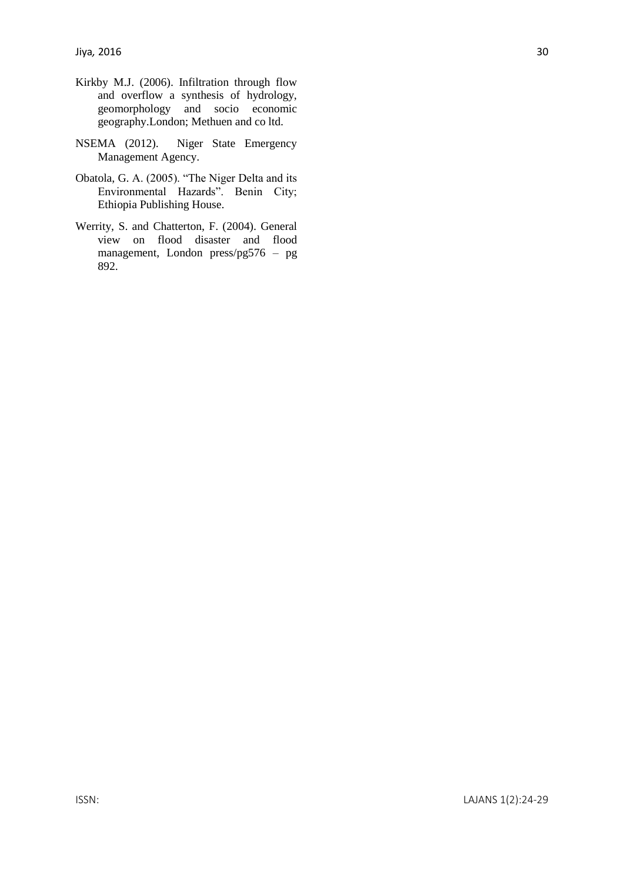Kirkby M.J. (2006). Infiltration through flow and overflow a synthesis of hydrology, geomorphology and socio economic geography.London; Methuen and co ltd.

NSEMA (2012). Niger State Emergency Management Agency.

Obatola, G. A. (2005). "The Niger Delta and its Environmental Hazards". Benin City; Ethiopia Publishing House.

Werrity, S. and Chatterton, F. (2004). General view on flood disaster and flood management, London press/pg576 – pg 892.